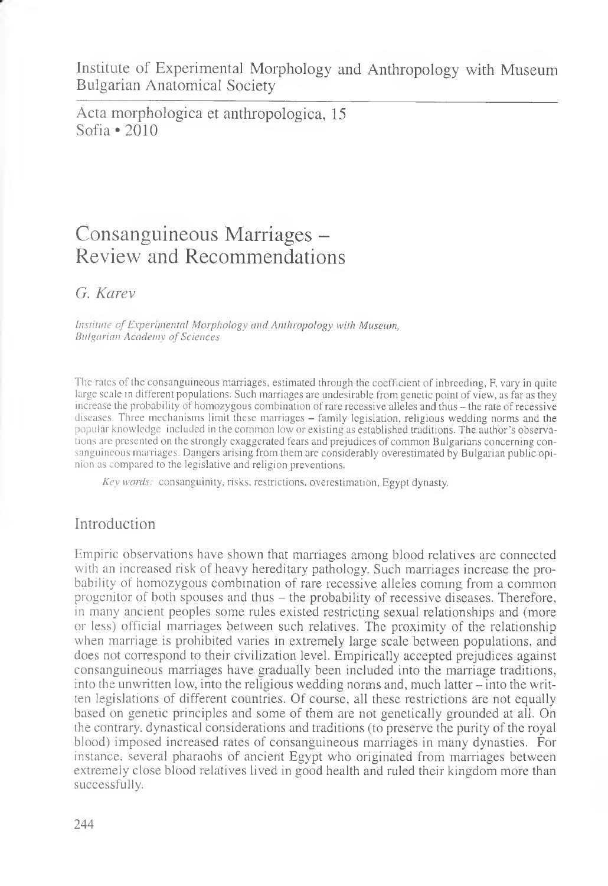Institute of Experimental Morphology and Anthropology with Museum
Bulgarian Anatomical Society

Acta morphologica et anthropologica, 15
Sofia • 2010

# Consanguineous Marriages – Review and Recommendations

*G. Karev*

*Institute of Experimental Morphology and Anthropology with Museum, Bulgarian Academy of Sciences*

The rates of the consanguineous marriages, estimated through the coefficient of inbreeding, F, vary in quite large scale in different populations. Such marriages are undesirable from genetic point of view, as far as they increase the probability of homozygous combination of rare recessive alleles and thus – the rate of recessive diseases. Three mechanisms limit these marriages – family legislation, religious wedding norms and the popular knowledge included in the common low or existing as established traditions. The author's observations are presented on the strongly exaggerated fears and prejudices of common Bulgarians concerning consanguineous marriages. Dangers arising from them are considerably overestimated by Bulgarian public opinion as compared to the legislative and religion preventions.

*Key words:* consanguinity, risks, restrictions, overestimation, Egypt dynasty.

## Introduction

Empiric observations have shown that marriages among blood relatives are connected with an increased risk of heavy hereditary pathology. Such marriages increase the probability of homozygous combination of rare recessive alleles coming from a common progenitor of both spouses and thus – the probability of recessive diseases. Therefore, in many ancient peoples some rules existed restricting sexual relationships and (more or less) official marriages between such relatives. The proximity of the relationship when marriage is prohibited varies in extremely large scale between populations, and does not correspond to their civilization level. Empirically accepted prejudices against consanguineous marriages have gradually been included into the marriage traditions, into the unwritten low, into the religious wedding norms and, much latter – into the written legislations of different countries. Of course, all these restrictions are not equally based on genetic principles and some of them are not genetically grounded at all. On the contrary, dynastical considerations and traditions (to preserve the purity of the royal blood) imposed increased rates of consanguineous marriages in many dynasties. For instance, several pharaohs of ancient Egypt who originated from marriages between extremely close blood relatives lived in good health and ruled their kingdom more than successfully.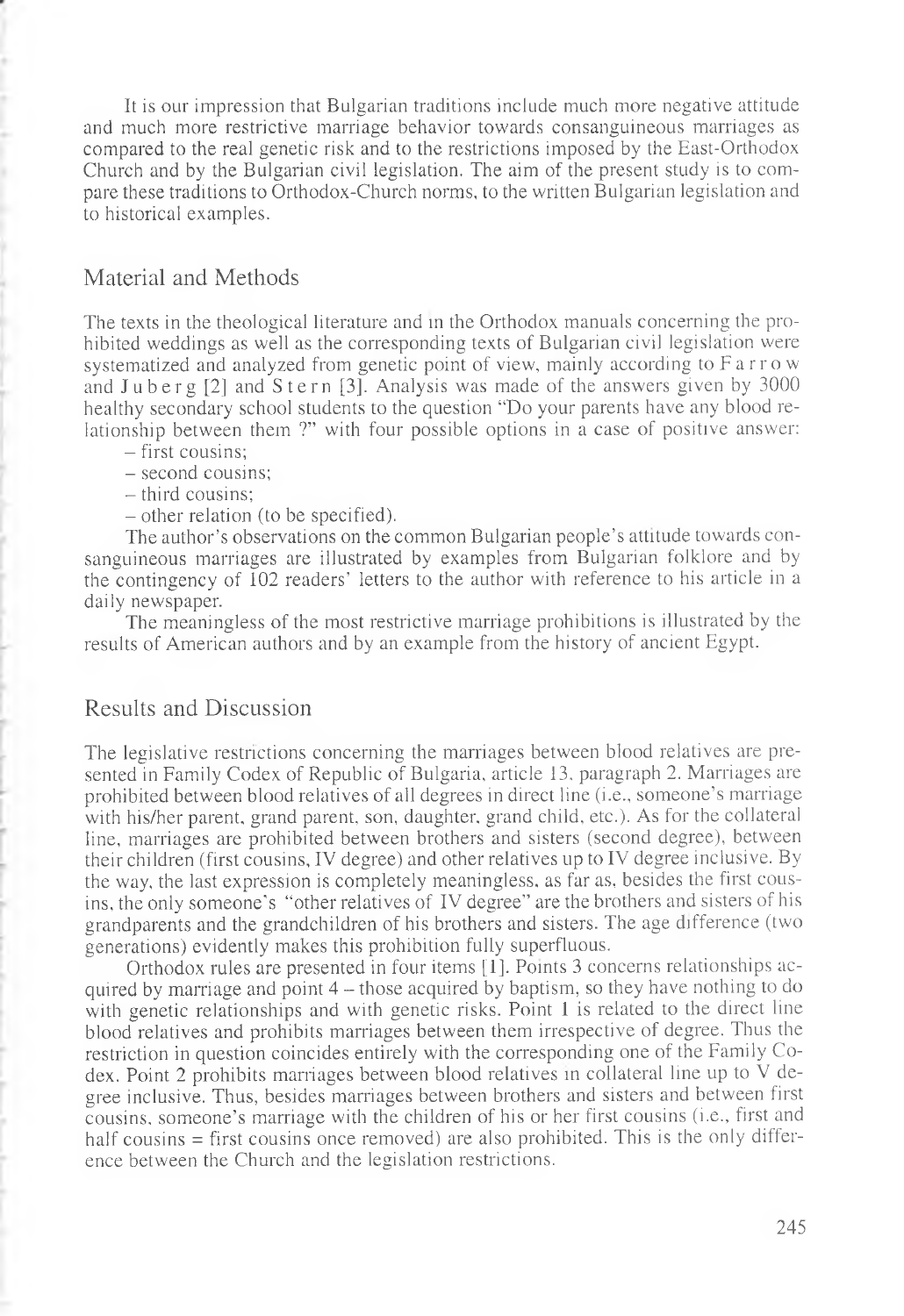It is our impression that Bulgarian traditions include much more negative attitude and much more restrictive marriage behavior towards consanguineous marriages as compared to the real genetic risk and to the restrictions imposed by the East-Orthodox Church and by the Bulgarian civil legislation. The aim of the present study is to compare these traditions to Orthodox-Church norms, to the written Bulgarian legislation and to historical examples.

## Material and Methods

The texts in the theological literature and in the Orthodox manuals concerning the prohibited weddings as well as the corresponding texts of Bulgarian civil legislation were systematized and analyzed from genetic point of view, mainly according to Farrow and Juberg [2] and Stern [3]. Analysis was made of the answers given by 3000 healthy secondary school students to the question "Do your parents have any blood relationship between them ?" with four possible options in a case of positive answer:

- first cousins;
- second cousins;
- third cousins;
- other relation (to be specified).

The author's observations on the common Bulgarian people's attitude towards consanguineous marriages are illustrated by examples from Bulgarian folklore and by the contingency of 102 readers' letters to the author with reference to his article in a daily newspaper.

The meaningless of the most restrictive marriage prohibitions is illustrated by the results of American authors and by an example from the history of ancient Egypt.

## Results and Discussion

The legislative restrictions concerning the marriages between blood relatives are presented in Family Codex of Republic of Bulgaria, article 13, paragraph 2. Marriages are prohibited between blood relatives of all degrees in direct line (i.e., someone's marriage with his/her parent, grand parent, son, daughter, grand child, etc.). As for the collateral line, marriages are prohibited between brothers and sisters (second degree), between their children (first cousins, IV degree) and other relatives up to IV degree inclusive. By the way, the last expression is completely meaningless, as far as, besides the first cousins, the only someone's "other relatives of IV degree" are the brothers and sisters of his grandparents and the grandchildren of his brothers and sisters. The age difference (two generations) evidently makes this prohibition fully superfluous.

Orthodox rules are presented in four items [1]. Points 3 concerns relationships acquired by marriage and point 4 – those acquired by baptism, so they have nothing to do with genetic relationships and with genetic risks. Point 1 is related to the direct line blood relatives and prohibits marriages between them irrespective of degree. Thus the restriction in question coincides entirely with the corresponding one of the Family Codex. Point 2 prohibits marriages between blood relatives in collateral line up to V degree inclusive. Thus, besides marriages between brothers and sisters and between first cousins, someone's marriage with the children of his or her first cousins (i.e., first and half cousins = first cousins once removed) are also prohibited. This is the only difference between the Church and the legislation restrictions.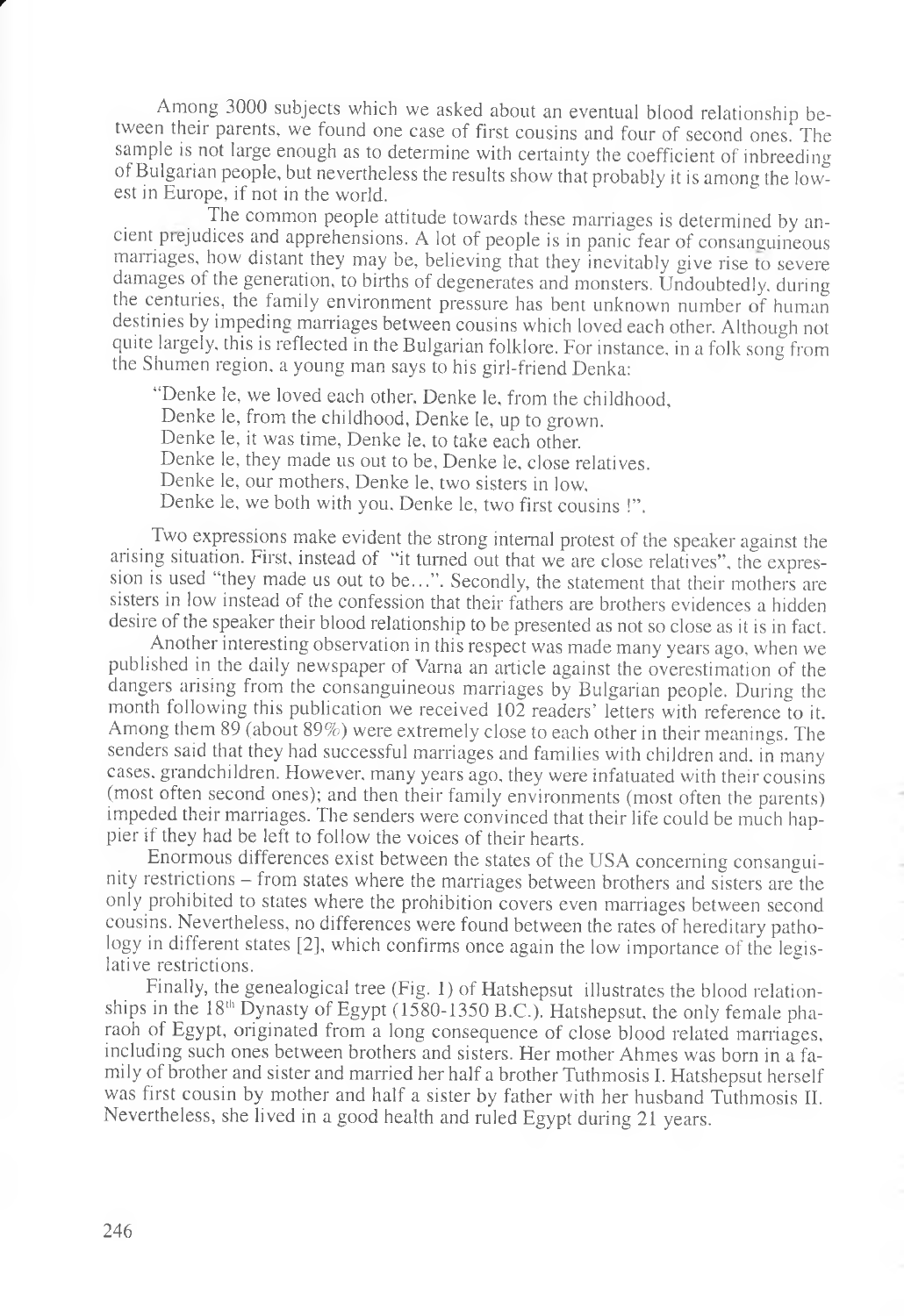Among 3000 subjects which we asked about an eventual blood relationship between their parents, we found one case of first cousins and four of second ones. The sample is not large enough as to determine with certainty the coefficient of inbreeding of Bulgarian people, but nevertheless the results show that probably it is among the lowest in Europe, if not in the world.

The common people attitude towards these marriages is determined by ancient prejudices and apprehensions. A lot of people is in panic fear of consanguineous marriages, how distant they may be, believing that they inevitably give rise to severe damages of the generation, to births of degenerates and monsters. Undoubtedly, during the centuries, the family environment pressure has bent unknown number of human destinies by impeding marriages between cousins which loved each other. Although not quite largely, this is reflected in the Bulgarian folklore. For instance, in a folk song from the Shumen region, a young man says to his girl-friend Denka:

"Denke le, we loved each other, Denke le, from the childhood,
Denke le, from the childhood, Denke le, up to grown.
Denke le, it was time, Denke le, to take each other.
Denke le, they made us out to be, Denke le, close relatives.
Denke le, our mothers, Denke le, two sisters in low,
Denke le, we both with you, Denke le, two first cousins !".

Two expressions make evident the strong internal protest of the speaker against the arising situation. First, instead of "it turned out that we are close relatives", the expression is used "they made us out to be...". Secondly, the statement that their mothers are sisters in low instead of the confession that their fathers are brothers evidences a hidden desire of the speaker their blood relationship to be presented as not so close as it is in fact.

Another interesting observation in this respect was made many years ago, when we published in the daily newspaper of Varna an article against the overestimation of the dangers arising from the consanguineous marriages by Bulgarian people. During the month following this publication we received 102 readers' letters with reference to it. Among them 89 (about 89%) were extremely close to each other in their meanings. The senders said that they had successful marriages and families with children and, in many cases, grandchildren. However, many years ago, they were infatuated with their cousins (most often second ones); and then their family environments (most often the parents) impeded their marriages. The senders were convinced that their life could be much happier if they had be left to follow the voices of their hearts.

Enormous differences exist between the states of the USA concerning consanguinity restrictions – from states where the marriages between brothers and sisters are the only prohibited to states where the prohibition covers even marriages between second cousins. Nevertheless, no differences were found between the rates of hereditary pathology in different states [2], which confirms once again the low importance of the legislative restrictions.

Finally, the genealogical tree (Fig. 1) of Hatshepsut illustrates the blood relationships in the 18th Dynasty of Egypt (1580-1350 B.C.). Hatshepsut, the only female pharaoh of Egypt, originated from a long consequence of close blood related marriages, including such ones between brothers and sisters. Her mother Ahmes was born in a family of brother and sister and married her half a brother Tuthmosis I. Hatshepsut herself was first cousin by mother and half a sister by father with her husband Tuthmosis II. Nevertheless, she lived in a good health and ruled Egypt during 21 years.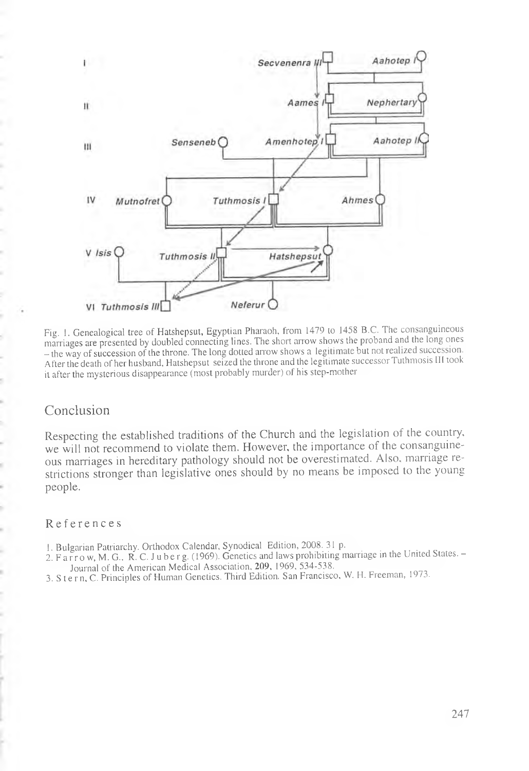I Secvenenra III Aahotep I

II Aames I Nephertary

III Senseneb Amenhotep I Aahotep II

IV Mutnofret Tuthmosis I Ahmes

V Isis Tuthmosis II Hatshepsut

VI Tuthmosis III Neferur

Fig. 1. Genealogical tree of Hatshepsut, Egyptian Pharaoh, from 1479 to 1458 B.C. The consanguineous marriages are presented by doubled connecting lines. The short arrow shows the proband and the long ones – the way of succession of the throne. The long dotted arrow shows a legitimate but not realized succession. After the death of her husband, Hatshepsut seized the throne and the legitimate successor Tuthmosis III took it after the mysterious disappearance (most probably murder) of his step-mother

## Conclusion

Respecting the established traditions of the Church and the legislation of the country, we will not recommend to violate them. However, the importance of the consanguineous marriages in hereditary pathology should not be overestimated. Also, marriage restrictions stronger than legislative ones should by no means be imposed to the young people.

### References

1. Bulgarian Patriarchy. Orthodox Calendar, Synodical Edition, 2008. 31 p.
2. Farrow, M. G., R. C. Juberg. (1969). Genetics and laws prohibiting marriage in the United States. – Journal of the American Medical Association, **209**, 1969, 534-538.
3. Stern, C. Principles of Human Genetics. Third Edition. San Francisco, W. H. Freeman, 1973.